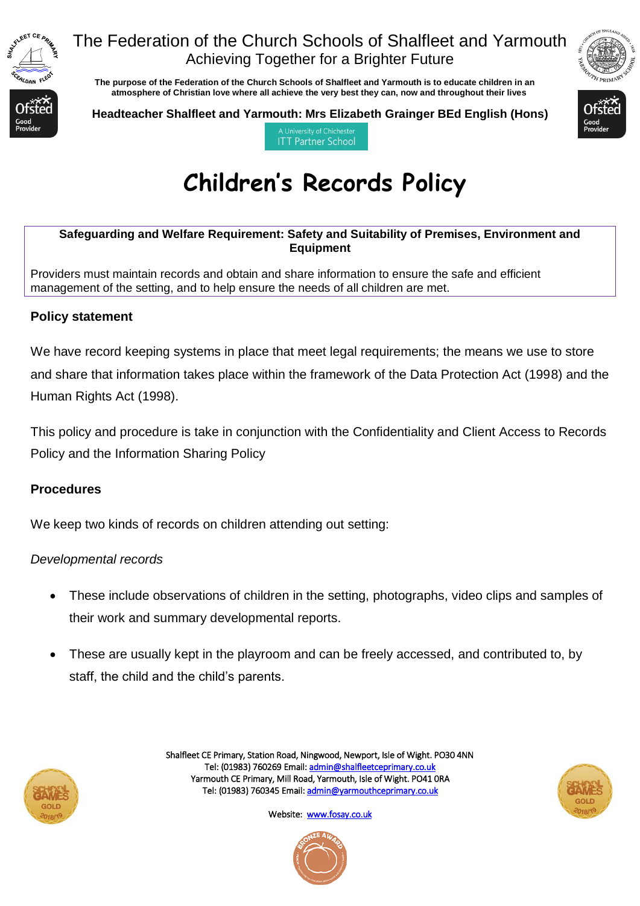The Federation of the Church Schools of Shalfleet and Yarmouth
Achieving Together for a Brighter Future

**The purpose of the Federation of the Church Schools of Shalfleet and Yarmouth is to educate children in an atmosphere of Christian love where all achieve the very best they can, now and throughout their lives**

**Headteacher Shalfleet and Yarmouth: Mrs Elizabeth Grainger BEd English (Hons)**

A University of Chichester ITT Partner School

# Children's Records Policy

**Safeguarding and Welfare Requirement: Safety and Suitability of Premises, Environment and Equipment**

Providers must maintain records and obtain and share information to ensure the safe and efficient management of the setting, and to help ensure the needs of all children are met.

### Policy statement

We have record keeping systems in place that meet legal requirements; the means we use to store and share that information takes place within the framework of the Data Protection Act (1998) and the Human Rights Act (1998).

This policy and procedure is take in conjunction with the Confidentiality and Client Access to Records Policy and the Information Sharing Policy

### Procedures

We keep two kinds of records on children attending out setting:

*Developmental records*

- These include observations of children in the setting, photographs, video clips and samples of their work and summary developmental reports.
- These are usually kept in the playroom and can be freely accessed, and contributed to, by staff, the child and the child's parents.

Shalfleet CE Primary, Station Road, Ningwood, Newport, Isle of Wight. PO30 4NN
Tel: (01983) 760269 Email: admin@shalfleetceprimary.co.uk
Yarmouth CE Primary, Mill Road, Yarmouth, Isle of Wight. PO41 0RA
Tel: (01983) 760345 Email: admin@yarmouthceprimary.co.uk

Website: www.fosay.co.uk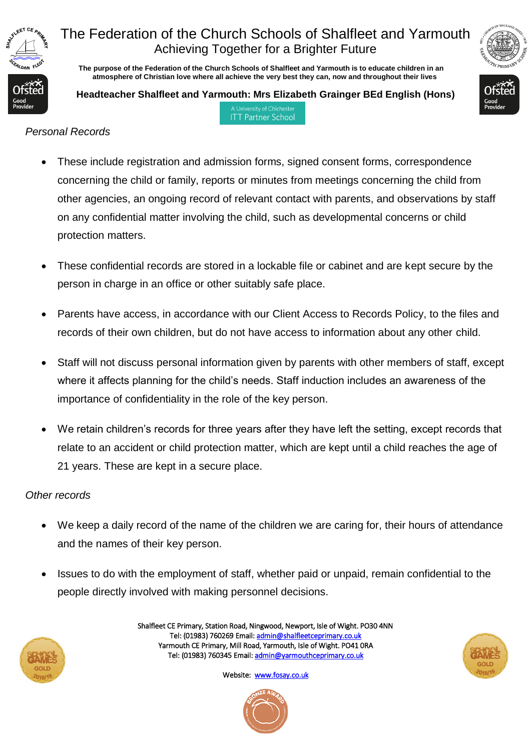*Personal Records*

- These include registration and admission forms, signed consent forms, correspondence concerning the child or family, reports or minutes from meetings concerning the child from other agencies, an ongoing record of relevant contact with parents, and observations by staff on any confidential matter involving the child, such as developmental concerns or child protection matters.

- These confidential records are stored in a lockable file or cabinet and are kept secure by the person in charge in an office or other suitably safe place.

- Parents have access, in accordance with our Client Access to Records Policy, to the files and records of their own children, but do not have access to information about any other child.

- Staff will not discuss personal information given by parents with other members of staff, except where it affects planning for the child's needs. Staff induction includes an awareness of the importance of confidentiality in the role of the key person.

- We retain children's records for three years after they have left the setting, except records that relate to an accident or child protection matter, which are kept until a child reaches the age of 21 years. These are kept in a secure place.

*Other records*

- We keep a daily record of the name of the children we are caring for, their hours of attendance and the names of their key person.

- Issues to do with the employment of staff, whether paid or unpaid, remain confidential to the people directly involved with making personnel decisions.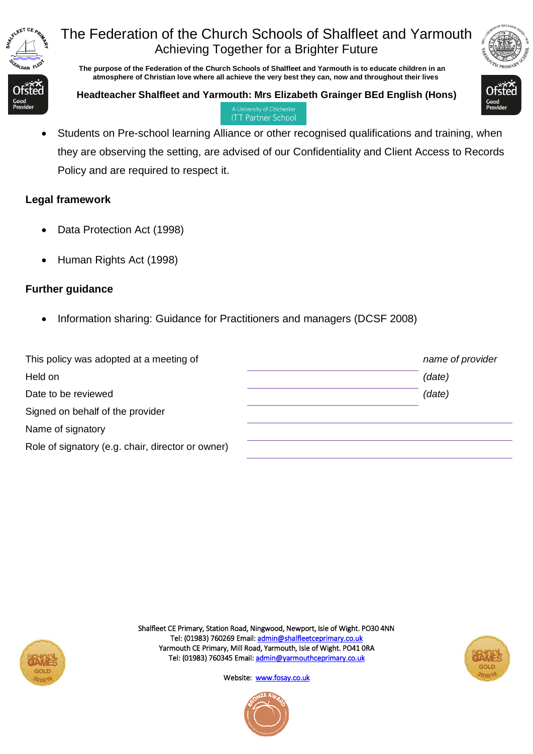- Students on Pre-school learning Alliance or other recognised qualifications and training, when they are observing the setting, are advised of our Confidentiality and Client Access to Records Policy and are required to respect it.

**Legal framework**

- Data Protection Act (1998)
- Human Rights Act (1998)

**Further guidance**

- Information sharing: Guidance for Practitioners and managers (DCSF 2008)

| | | |
|---|---|---|
| This policy was adopted at a meeting of | | *name of provider* |
| Held on | | *(date)* |
| Date to be reviewed | | *(date)* |
| Signed on behalf of the provider | | |
| Name of signatory | | |
| Role of signatory (e.g. chair, director or owner) | | |